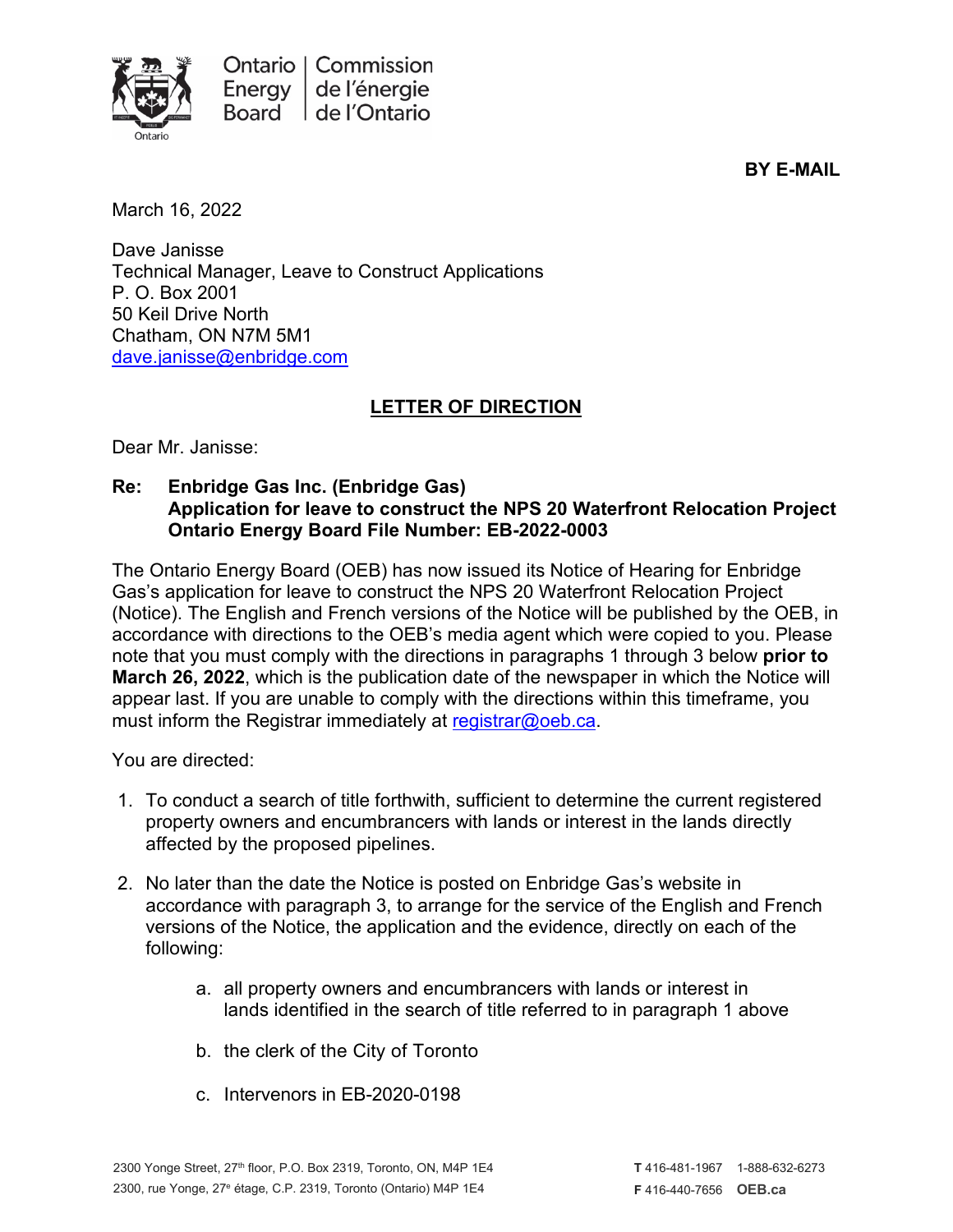Ontario Energy Board | Commission de l'énergie de l'Ontario

**BY E-MAIL**

March 16, 2022

Dave Janisse
Technical Manager, Leave to Construct Applications
P. O. Box 2001
50 Keil Drive North
Chatham, ON N7M 5M1
dave.janisse@enbridge.com

**LETTER OF DIRECTION**

Dear Mr. Janisse:

**Re: Enbridge Gas Inc. (Enbridge Gas)**
**Application for leave to construct the NPS 20 Waterfront Relocation Project**
**Ontario Energy Board File Number: EB-2022-0003**

The Ontario Energy Board (OEB) has now issued its Notice of Hearing for Enbridge Gas's application for leave to construct the NPS 20 Waterfront Relocation Project (Notice). The English and French versions of the Notice will be published by the OEB, in accordance with directions to the OEB's media agent which were copied to you. Please note that you must comply with the directions in paragraphs 1 through 3 below **prior to March 26, 2022**, which is the publication date of the newspaper in which the Notice will appear last. If you are unable to comply with the directions within this timeframe, you must inform the Registrar immediately at registrar@oeb.ca.

You are directed:

1. To conduct a search of title forthwith, sufficient to determine the current registered property owners and encumbrancers with lands or interest in the lands directly affected by the proposed pipelines.

2. No later than the date the Notice is posted on Enbridge Gas's website in accordance with paragraph 3, to arrange for the service of the English and French versions of the Notice, the application and the evidence, directly on each of the following:

    a. all property owners and encumbrancers with lands or interest in lands identified in the search of title referred to in paragraph 1 above

    b. the clerk of the City of Toronto

    c. Intervenors in EB-2020-0198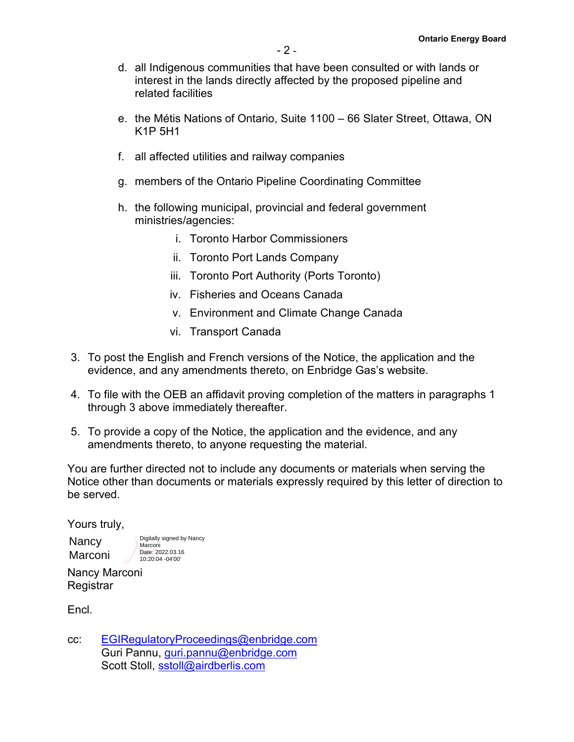d. all Indigenous communities that have been consulted or with lands or interest in the lands directly affected by the proposed pipeline and related facilities

e. the Métis Nations of Ontario, Suite 1100 – 66 Slater Street, Ottawa, ON K1P 5H1

f. all affected utilities and railway companies

g. members of the Ontario Pipeline Coordinating Committee

h. the following municipal, provincial and federal government ministries/agencies:

   i. Toronto Harbor Commissioners
   ii. Toronto Port Lands Company
   iii. Toronto Port Authority (Ports Toronto)
   iv. Fisheries and Oceans Canada
   v. Environment and Climate Change Canada
   vi. Transport Canada

3. To post the English and French versions of the Notice, the application and the evidence, and any amendments thereto, on Enbridge Gas's website.

4. To file with the OEB an affidavit proving completion of the matters in paragraphs 1 through 3 above immediately thereafter.

5. To provide a copy of the Notice, the application and the evidence, and any amendments thereto, to anyone requesting the material.

You are further directed not to include any documents or materials when serving the Notice other than documents or materials expressly required by this letter of direction to be served.

Yours truly,

Nancy Marconi — Digitally signed by Nancy Marconi Date: 2022.03.16 10:20:04 -04'00'

Nancy Marconi
Registrar

Encl.

cc: EGIRegulatoryProceedings@enbridge.com
Guri Pannu, guri.pannu@enbridge.com
Scott Stoll, sstoll@airdberlis.com